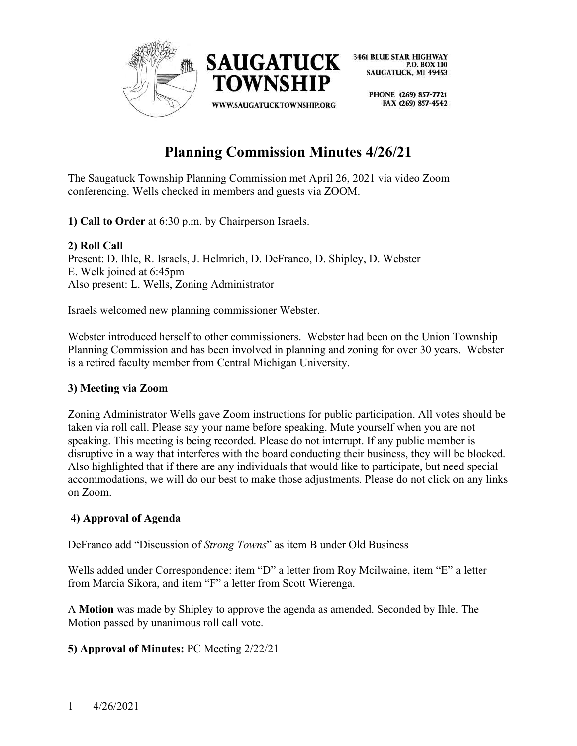SAUGATUCK TOWNSHIP

3461 BLUE STAR HIGHWAY
P.O. BOX 100
SAUGATUCK, MI 49453

PHONE (269) 857-7721
FAX (269) 857-4542

WWW.SAUGATUCKTOWNSHIP.ORG

# Planning Commission Minutes 4/26/21

The Saugatuck Township Planning Commission met April 26, 2021 via video Zoom conferencing. Wells checked in members and guests via ZOOM.

**1) Call to Order** at 6:30 p.m. by Chairperson Israels.

**2) Roll Call**
Present: D. Ihle, R. Israels, J. Helmrich, D. DeFranco, D. Shipley, D. Webster
E. Welk joined at 6:45pm
Also present: L. Wells, Zoning Administrator

Israels welcomed new planning commissioner Webster.

Webster introduced herself to other commissioners. Webster had been on the Union Township Planning Commission and has been involved in planning and zoning for over 30 years. Webster is a retired faculty member from Central Michigan University.

**3) Meeting via Zoom**

Zoning Administrator Wells gave Zoom instructions for public participation. All votes should be taken via roll call. Please say your name before speaking. Mute yourself when you are not speaking. This meeting is being recorded. Please do not interrupt. If any public member is disruptive in a way that interferes with the board conducting their business, they will be blocked. Also highlighted that if there are any individuals that would like to participate, but need special accommodations, we will do our best to make those adjustments. Please do not click on any links on Zoom.

**4) Approval of Agenda**

DeFranco add "Discussion of *Strong Towns*" as item B under Old Business

Wells added under Correspondence: item "D" a letter from Roy Mcilwaine, item "E" a letter from Marcia Sikora, and item "F" a letter from Scott Wierenga.

A **Motion** was made by Shipley to approve the agenda as amended. Seconded by Ihle. The Motion passed by unanimous roll call vote.

**5) Approval of Minutes:** PC Meeting 2/22/21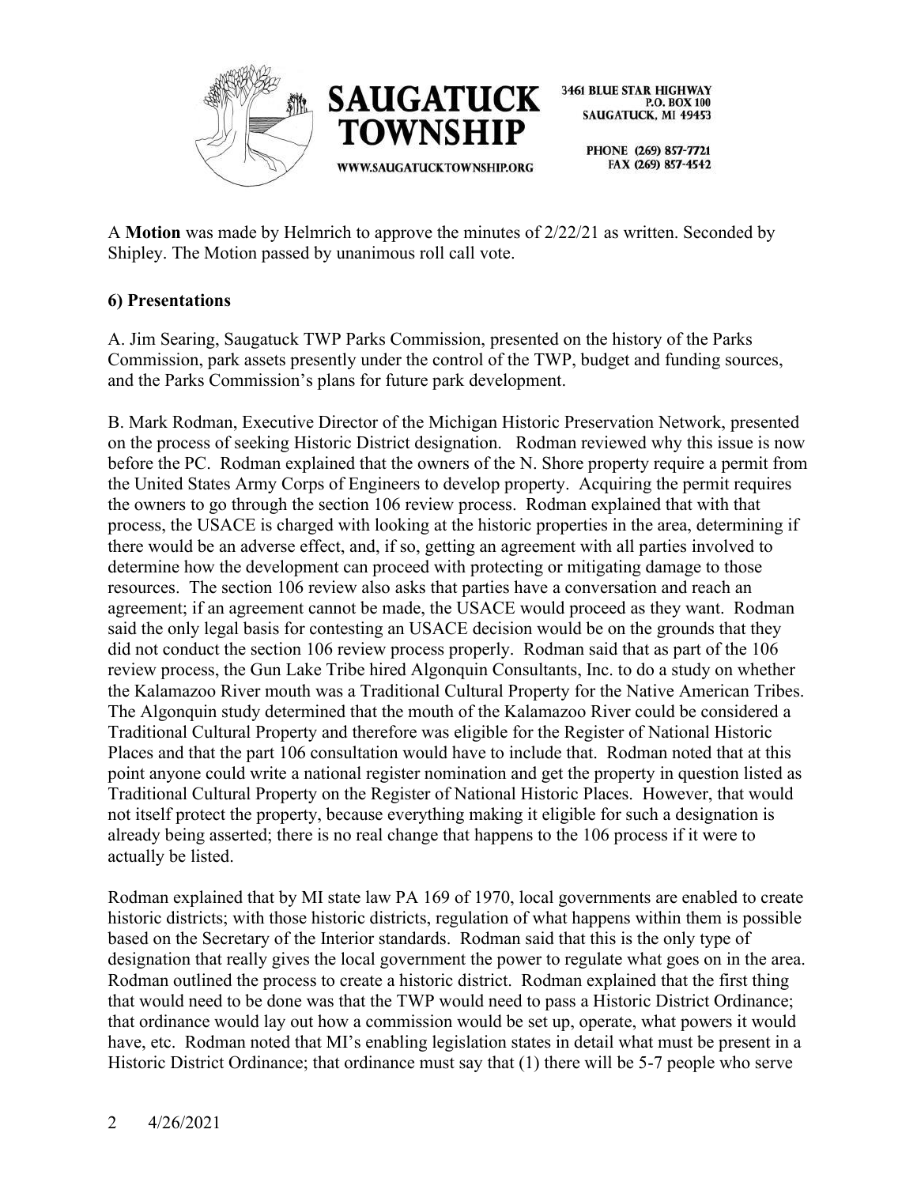A **Motion** was made by Helmrich to approve the minutes of 2/22/21 as written. Seconded by Shipley. The Motion passed by unanimous roll call vote.

**6) Presentations**

A. Jim Searing, Saugatuck TWP Parks Commission, presented on the history of the Parks Commission, park assets presently under the control of the TWP, budget and funding sources, and the Parks Commission's plans for future park development.

B. Mark Rodman, Executive Director of the Michigan Historic Preservation Network, presented on the process of seeking Historic District designation. Rodman reviewed why this issue is now before the PC. Rodman explained that the owners of the N. Shore property require a permit from the United States Army Corps of Engineers to develop property. Acquiring the permit requires the owners to go through the section 106 review process. Rodman explained that with that process, the USACE is charged with looking at the historic properties in the area, determining if there would be an adverse effect, and, if so, getting an agreement with all parties involved to determine how the development can proceed with protecting or mitigating damage to those resources. The section 106 review also asks that parties have a conversation and reach an agreement; if an agreement cannot be made, the USACE would proceed as they want. Rodman said the only legal basis for contesting an USACE decision would be on the grounds that they did not conduct the section 106 review process properly. Rodman said that as part of the 106 review process, the Gun Lake Tribe hired Algonquin Consultants, Inc. to do a study on whether the Kalamazoo River mouth was a Traditional Cultural Property for the Native American Tribes. The Algonquin study determined that the mouth of the Kalamazoo River could be considered a Traditional Cultural Property and therefore was eligible for the Register of National Historic Places and that the part 106 consultation would have to include that. Rodman noted that at this point anyone could write a national register nomination and get the property in question listed as Traditional Cultural Property on the Register of National Historic Places. However, that would not itself protect the property, because everything making it eligible for such a designation is already being asserted; there is no real change that happens to the 106 process if it were to actually be listed.

Rodman explained that by MI state law PA 169 of 1970, local governments are enabled to create historic districts; with those historic districts, regulation of what happens within them is possible based on the Secretary of the Interior standards. Rodman said that this is the only type of designation that really gives the local government the power to regulate what goes on in the area. Rodman outlined the process to create a historic district. Rodman explained that the first thing that would need to be done was that the TWP would need to pass a Historic District Ordinance; that ordinance would lay out how a commission would be set up, operate, what powers it would have, etc. Rodman noted that MI's enabling legislation states in detail what must be present in a Historic District Ordinance; that ordinance must say that (1) there will be 5-7 people who serve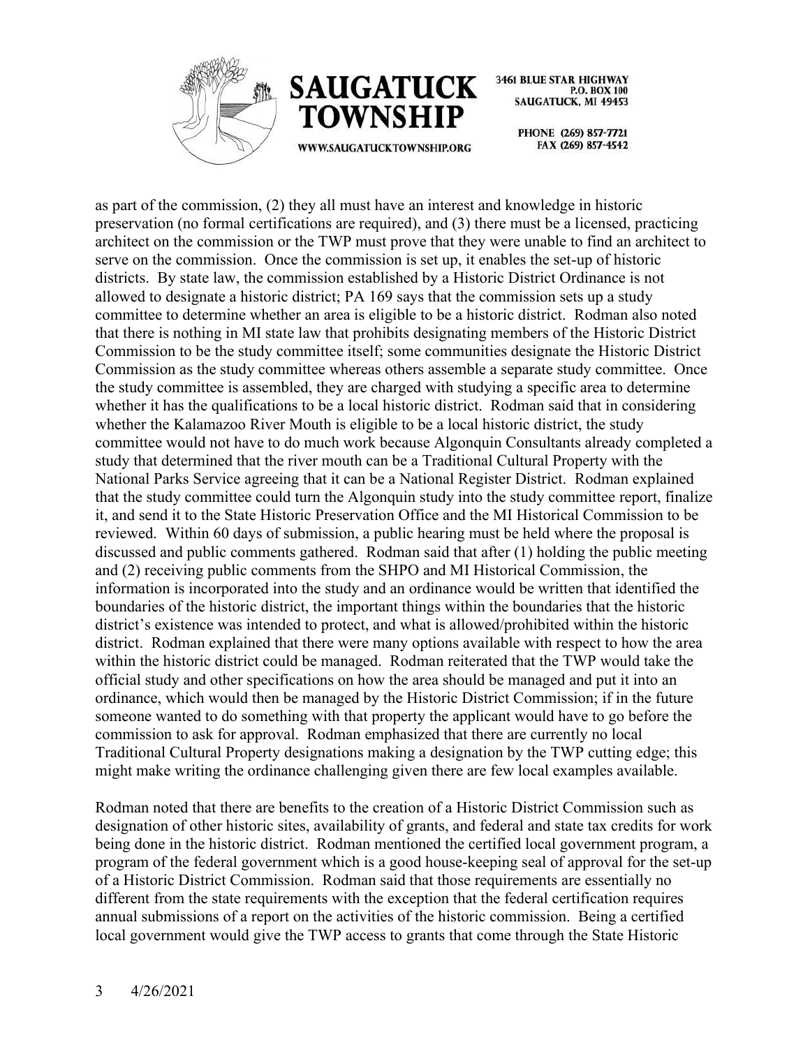as part of the commission, (2) they all must have an interest and knowledge in historic preservation (no formal certifications are required), and (3) there must be a licensed, practicing architect on the commission or the TWP must prove that they were unable to find an architect to serve on the commission. Once the commission is set up, it enables the set-up of historic districts. By state law, the commission established by a Historic District Ordinance is not allowed to designate a historic district; PA 169 says that the commission sets up a study committee to determine whether an area is eligible to be a historic district. Rodman also noted that there is nothing in MI state law that prohibits designating members of the Historic District Commission to be the study committee itself; some communities designate the Historic District Commission as the study committee whereas others assemble a separate study committee. Once the study committee is assembled, they are charged with studying a specific area to determine whether it has the qualifications to be a local historic district. Rodman said that in considering whether the Kalamazoo River Mouth is eligible to be a local historic district, the study committee would not have to do much work because Algonquin Consultants already completed a study that determined that the river mouth can be a Traditional Cultural Property with the National Parks Service agreeing that it can be a National Register District. Rodman explained that the study committee could turn the Algonquin study into the study committee report, finalize it, and send it to the State Historic Preservation Office and the MI Historical Commission to be reviewed. Within 60 days of submission, a public hearing must be held where the proposal is discussed and public comments gathered. Rodman said that after (1) holding the public meeting and (2) receiving public comments from the SHPO and MI Historical Commission, the information is incorporated into the study and an ordinance would be written that identified the boundaries of the historic district, the important things within the boundaries that the historic district's existence was intended to protect, and what is allowed/prohibited within the historic district. Rodman explained that there were many options available with respect to how the area within the historic district could be managed. Rodman reiterated that the TWP would take the official study and other specifications on how the area should be managed and put it into an ordinance, which would then be managed by the Historic District Commission; if in the future someone wanted to do something with that property the applicant would have to go before the commission to ask for approval. Rodman emphasized that there are currently no local Traditional Cultural Property designations making a designation by the TWP cutting edge; this might make writing the ordinance challenging given there are few local examples available.

Rodman noted that there are benefits to the creation of a Historic District Commission such as designation of other historic sites, availability of grants, and federal and state tax credits for work being done in the historic district. Rodman mentioned the certified local government program, a program of the federal government which is a good house-keeping seal of approval for the set-up of a Historic District Commission. Rodman said that those requirements are essentially no different from the state requirements with the exception that the federal certification requires annual submissions of a report on the activities of the historic commission. Being a certified local government would give the TWP access to grants that come through the State Historic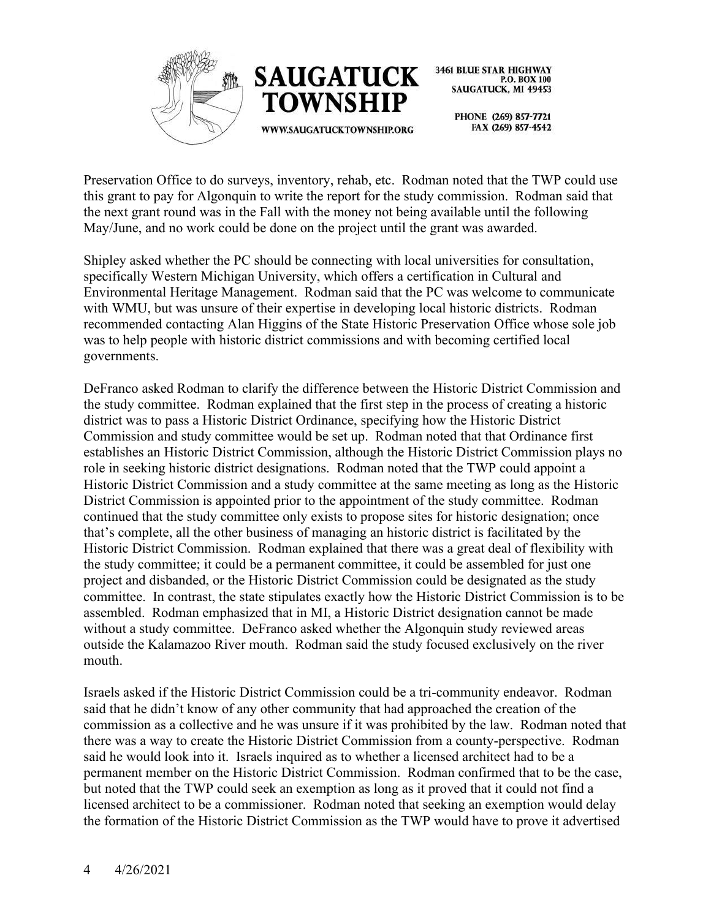Preservation Office to do surveys, inventory, rehab, etc. Rodman noted that the TWP could use this grant to pay for Algonquin to write the report for the study commission. Rodman said that the next grant round was in the Fall with the money not being available until the following May/June, and no work could be done on the project until the grant was awarded.

Shipley asked whether the PC should be connecting with local universities for consultation, specifically Western Michigan University, which offers a certification in Cultural and Environmental Heritage Management. Rodman said that the PC was welcome to communicate with WMU, but was unsure of their expertise in developing local historic districts. Rodman recommended contacting Alan Higgins of the State Historic Preservation Office whose sole job was to help people with historic district commissions and with becoming certified local governments.

DeFranco asked Rodman to clarify the difference between the Historic District Commission and the study committee. Rodman explained that the first step in the process of creating a historic district was to pass a Historic District Ordinance, specifying how the Historic District Commission and study committee would be set up. Rodman noted that that Ordinance first establishes an Historic District Commission, although the Historic District Commission plays no role in seeking historic district designations. Rodman noted that the TWP could appoint a Historic District Commission and a study committee at the same meeting as long as the Historic District Commission is appointed prior to the appointment of the study committee. Rodman continued that the study committee only exists to propose sites for historic designation; once that's complete, all the other business of managing an historic district is facilitated by the Historic District Commission. Rodman explained that there was a great deal of flexibility with the study committee; it could be a permanent committee, it could be assembled for just one project and disbanded, or the Historic District Commission could be designated as the study committee. In contrast, the state stipulates exactly how the Historic District Commission is to be assembled. Rodman emphasized that in MI, a Historic District designation cannot be made without a study committee. DeFranco asked whether the Algonquin study reviewed areas outside the Kalamazoo River mouth. Rodman said the study focused exclusively on the river mouth.

Israels asked if the Historic District Commission could be a tri-community endeavor. Rodman said that he didn't know of any other community that had approached the creation of the commission as a collective and he was unsure if it was prohibited by the law. Rodman noted that there was a way to create the Historic District Commission from a county-perspective. Rodman said he would look into it. Israels inquired as to whether a licensed architect had to be a permanent member on the Historic District Commission. Rodman confirmed that to be the case, but noted that the TWP could seek an exemption as long as it proved that it could not find a licensed architect to be a commissioner. Rodman noted that seeking an exemption would delay the formation of the Historic District Commission as the TWP would have to prove it advertised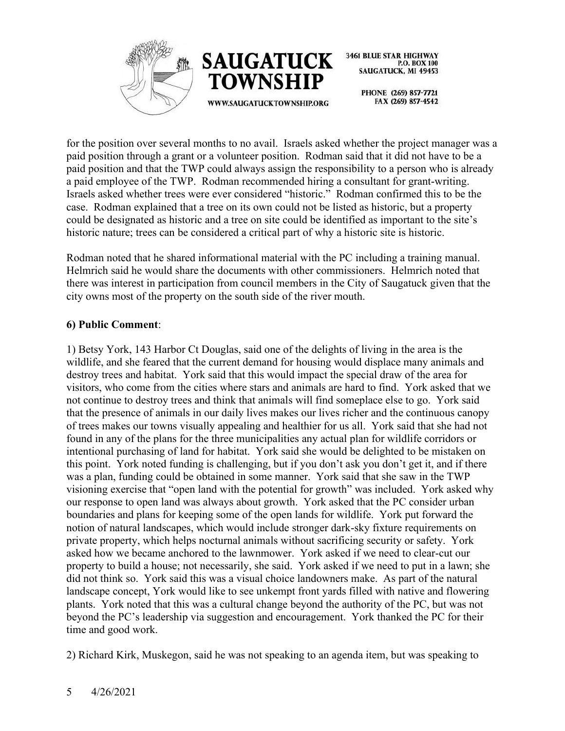for the position over several months to no avail. Israels asked whether the project manager was a paid position through a grant or a volunteer position. Rodman said that it did not have to be a paid position and that the TWP could always assign the responsibility to a person who is already a paid employee of the TWP. Rodman recommended hiring a consultant for grant-writing. Israels asked whether trees were ever considered "historic." Rodman confirmed this to be the case. Rodman explained that a tree on its own could not be listed as historic, but a property could be designated as historic and a tree on site could be identified as important to the site's historic nature; trees can be considered a critical part of why a historic site is historic.

Rodman noted that he shared informational material with the PC including a training manual. Helmrich said he would share the documents with other commissioners. Helmrich noted that there was interest in participation from council members in the City of Saugatuck given that the city owns most of the property on the south side of the river mouth.

**6) Public Comment**:

1) Betsy York, 143 Harbor Ct Douglas, said one of the delights of living in the area is the wildlife, and she feared that the current demand for housing would displace many animals and destroy trees and habitat. York said that this would impact the special draw of the area for visitors, who come from the cities where stars and animals are hard to find. York asked that we not continue to destroy trees and think that animals will find someplace else to go. York said that the presence of animals in our daily lives makes our lives richer and the continuous canopy of trees makes our towns visually appealing and healthier for us all. York said that she had not found in any of the plans for the three municipalities any actual plan for wildlife corridors or intentional purchasing of land for habitat. York said she would be delighted to be mistaken on this point. York noted funding is challenging, but if you don't ask you don't get it, and if there was a plan, funding could be obtained in some manner. York said that she saw in the TWP visioning exercise that "open land with the potential for growth" was included. York asked why our response to open land was always about growth. York asked that the PC consider urban boundaries and plans for keeping some of the open lands for wildlife. York put forward the notion of natural landscapes, which would include stronger dark-sky fixture requirements on private property, which helps nocturnal animals without sacrificing security or safety. York asked how we became anchored to the lawnmower. York asked if we need to clear-cut our property to build a house; not necessarily, she said. York asked if we need to put in a lawn; she did not think so. York said this was a visual choice landowners make. As part of the natural landscape concept, York would like to see unkempt front yards filled with native and flowering plants. York noted that this was a cultural change beyond the authority of the PC, but was not beyond the PC's leadership via suggestion and encouragement. York thanked the PC for their time and good work.

2) Richard Kirk, Muskegon, said he was not speaking to an agenda item, but was speaking to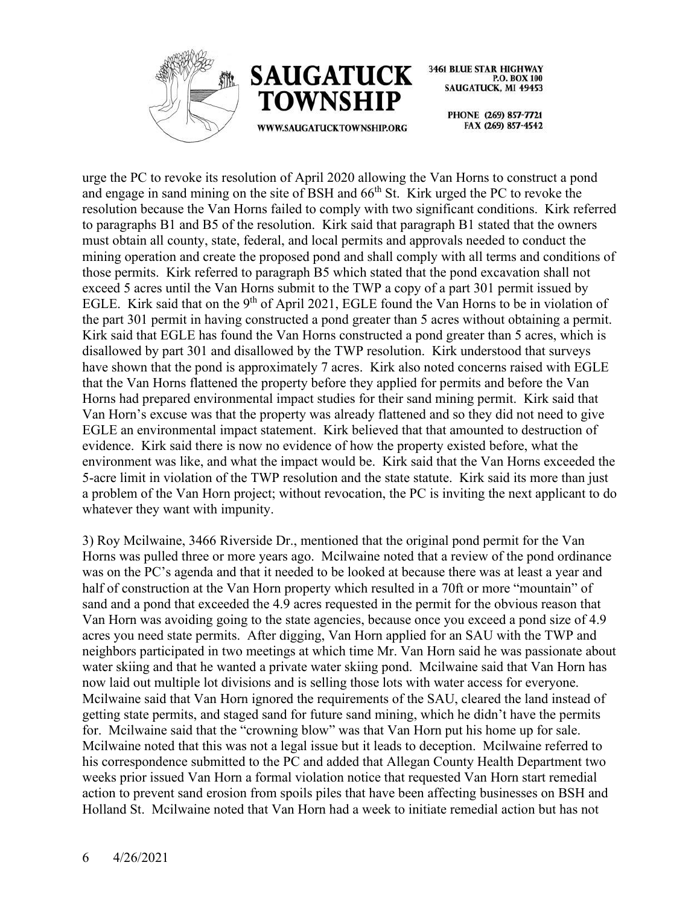urge the PC to revoke its resolution of April 2020 allowing the Van Horns to construct a pond and engage in sand mining on the site of BSH and 66th St. Kirk urged the PC to revoke the resolution because the Van Horns failed to comply with two significant conditions. Kirk referred to paragraphs B1 and B5 of the resolution. Kirk said that paragraph B1 stated that the owners must obtain all county, state, federal, and local permits and approvals needed to conduct the mining operation and create the proposed pond and shall comply with all terms and conditions of those permits. Kirk referred to paragraph B5 which stated that the pond excavation shall not exceed 5 acres until the Van Horns submit to the TWP a copy of a part 301 permit issued by EGLE. Kirk said that on the 9th of April 2021, EGLE found the Van Horns to be in violation of the part 301 permit in having constructed a pond greater than 5 acres without obtaining a permit. Kirk said that EGLE has found the Van Horns constructed a pond greater than 5 acres, which is disallowed by part 301 and disallowed by the TWP resolution. Kirk understood that surveys have shown that the pond is approximately 7 acres. Kirk also noted concerns raised with EGLE that the Van Horns flattened the property before they applied for permits and before the Van Horns had prepared environmental impact studies for their sand mining permit. Kirk said that Van Horn's excuse was that the property was already flattened and so they did not need to give EGLE an environmental impact statement. Kirk believed that that amounted to destruction of evidence. Kirk said there is now no evidence of how the property existed before, what the environment was like, and what the impact would be. Kirk said that the Van Horns exceeded the 5-acre limit in violation of the TWP resolution and the state statute. Kirk said its more than just a problem of the Van Horn project; without revocation, the PC is inviting the next applicant to do whatever they want with impunity.

3) Roy Mcilwaine, 3466 Riverside Dr., mentioned that the original pond permit for the Van Horns was pulled three or more years ago. Mcilwaine noted that a review of the pond ordinance was on the PC's agenda and that it needed to be looked at because there was at least a year and half of construction at the Van Horn property which resulted in a 70ft or more "mountain" of sand and a pond that exceeded the 4.9 acres requested in the permit for the obvious reason that Van Horn was avoiding going to the state agencies, because once you exceed a pond size of 4.9 acres you need state permits. After digging, Van Horn applied for an SAU with the TWP and neighbors participated in two meetings at which time Mr. Van Horn said he was passionate about water skiing and that he wanted a private water skiing pond. Mcilwaine said that Van Horn has now laid out multiple lot divisions and is selling those lots with water access for everyone. Mcilwaine said that Van Horn ignored the requirements of the SAU, cleared the land instead of getting state permits, and staged sand for future sand mining, which he didn't have the permits for. Mcilwaine said that the "crowning blow" was that Van Horn put his home up for sale. Mcilwaine noted that this was not a legal issue but it leads to deception. Mcilwaine referred to his correspondence submitted to the PC and added that Allegan County Health Department two weeks prior issued Van Horn a formal violation notice that requested Van Horn start remedial action to prevent sand erosion from spoils piles that have been affecting businesses on BSH and Holland St. Mcilwaine noted that Van Horn had a week to initiate remedial action but has not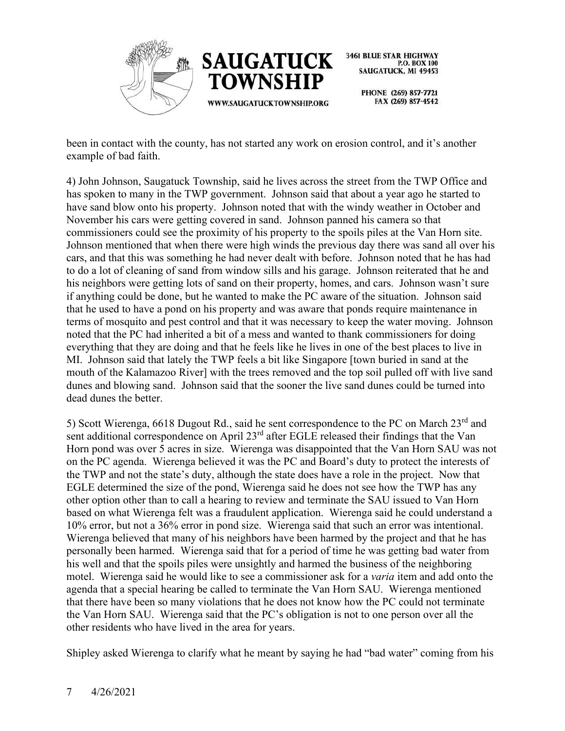been in contact with the county, has not started any work on erosion control, and it's another example of bad faith.

4) John Johnson, Saugatuck Township, said he lives across the street from the TWP Office and has spoken to many in the TWP government. Johnson said that about a year ago he started to have sand blow onto his property. Johnson noted that with the windy weather in October and November his cars were getting covered in sand. Johnson panned his camera so that commissioners could see the proximity of his property to the spoils piles at the Van Horn site. Johnson mentioned that when there were high winds the previous day there was sand all over his cars, and that this was something he had never dealt with before. Johnson noted that he has had to do a lot of cleaning of sand from window sills and his garage. Johnson reiterated that he and his neighbors were getting lots of sand on their property, homes, and cars. Johnson wasn't sure if anything could be done, but he wanted to make the PC aware of the situation. Johnson said that he used to have a pond on his property and was aware that ponds require maintenance in terms of mosquito and pest control and that it was necessary to keep the water moving. Johnson noted that the PC had inherited a bit of a mess and wanted to thank commissioners for doing everything that they are doing and that he feels like he lives in one of the best places to live in MI. Johnson said that lately the TWP feels a bit like Singapore [town buried in sand at the mouth of the Kalamazoo River] with the trees removed and the top soil pulled off with live sand dunes and blowing sand. Johnson said that the sooner the live sand dunes could be turned into dead dunes the better.

5) Scott Wierenga, 6618 Dugout Rd., said he sent correspondence to the PC on March 23rd and sent additional correspondence on April 23rd after EGLE released their findings that the Van Horn pond was over 5 acres in size. Wierenga was disappointed that the Van Horn SAU was not on the PC agenda. Wierenga believed it was the PC and Board's duty to protect the interests of the TWP and not the state's duty, although the state does have a role in the project. Now that EGLE determined the size of the pond, Wierenga said he does not see how the TWP has any other option other than to call a hearing to review and terminate the SAU issued to Van Horn based on what Wierenga felt was a fraudulent application. Wierenga said he could understand a 10% error, but not a 36% error in pond size. Wierenga said that such an error was intentional. Wierenga believed that many of his neighbors have been harmed by the project and that he has personally been harmed. Wierenga said that for a period of time he was getting bad water from his well and that the spoils piles were unsightly and harmed the business of the neighboring motel. Wierenga said he would like to see a commissioner ask for a *varia* item and add onto the agenda that a special hearing be called to terminate the Van Horn SAU. Wierenga mentioned that there have been so many violations that he does not know how the PC could not terminate the Van Horn SAU. Wierenga said that the PC's obligation is not to one person over all the other residents who have lived in the area for years.

Shipley asked Wierenga to clarify what he meant by saying he had "bad water" coming from his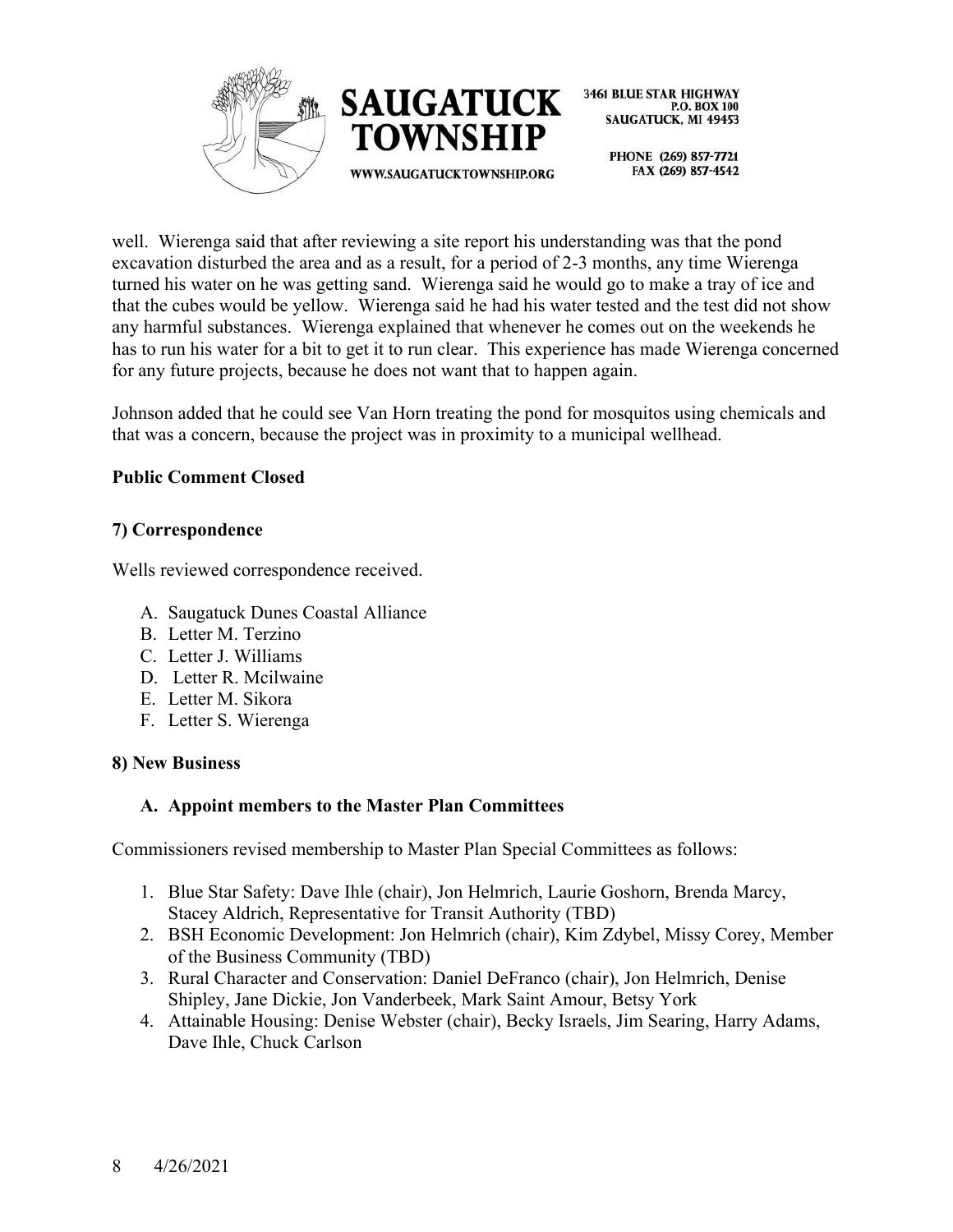well. Wierenga said that after reviewing a site report his understanding was that the pond excavation disturbed the area and as a result, for a period of 2-3 months, any time Wierenga turned his water on he was getting sand. Wierenga said he would go to make a tray of ice and that the cubes would be yellow. Wierenga said he had his water tested and the test did not show any harmful substances. Wierenga explained that whenever he comes out on the weekends he has to run his water for a bit to get it to run clear. This experience has made Wierenga concerned for any future projects, because he does not want that to happen again.

Johnson added that he could see Van Horn treating the pond for mosquitos using chemicals and that was a concern, because the project was in proximity to a municipal wellhead.

**Public Comment Closed**

**7) Correspondence**

Wells reviewed correspondence received.

A. Saugatuck Dunes Coastal Alliance
B. Letter M. Terzino
C. Letter J. Williams
D. Letter R. Mcilwaine
E. Letter M. Sikora
F. Letter S. Wierenga

**8) New Business**

**A. Appoint members to the Master Plan Committees**

Commissioners revised membership to Master Plan Special Committees as follows:

1. Blue Star Safety: Dave Ihle (chair), Jon Helmrich, Laurie Goshorn, Brenda Marcy, Stacey Aldrich, Representative for Transit Authority (TBD)
2. BSH Economic Development: Jon Helmrich (chair), Kim Zdybel, Missy Corey, Member of the Business Community (TBD)
3. Rural Character and Conservation: Daniel DeFranco (chair), Jon Helmrich, Denise Shipley, Jane Dickie, Jon Vanderbeek, Mark Saint Amour, Betsy York
4. Attainable Housing: Denise Webster (chair), Becky Israels, Jim Searing, Harry Adams, Dave Ihle, Chuck Carlson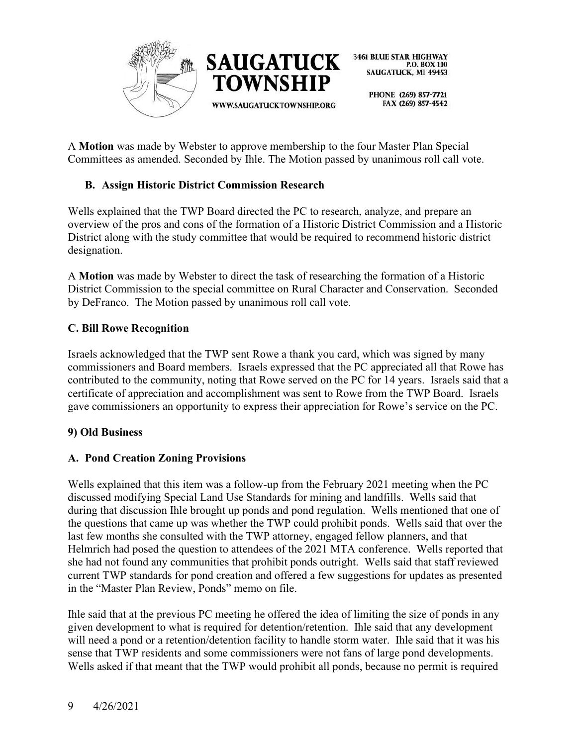A **Motion** was made by Webster to approve membership to the four Master Plan Special Committees as amended. Seconded by Ihle. The Motion passed by unanimous roll call vote.

### B. Assign Historic District Commission Research

Wells explained that the TWP Board directed the PC to research, analyze, and prepare an overview of the pros and cons of the formation of a Historic District Commission and a Historic District along with the study committee that would be required to recommend historic district designation.

A **Motion** was made by Webster to direct the task of researching the formation of a Historic District Commission to the special committee on Rural Character and Conservation. Seconded by DeFranco. The Motion passed by unanimous roll call vote.

### C. Bill Rowe Recognition

Israels acknowledged that the TWP sent Rowe a thank you card, which was signed by many commissioners and Board members. Israels expressed that the PC appreciated all that Rowe has contributed to the community, noting that Rowe served on the PC for 14 years. Israels said that a certificate of appreciation and accomplishment was sent to Rowe from the TWP Board. Israels gave commissioners an opportunity to express their appreciation for Rowe's service on the PC.

## 9) Old Business

### A. Pond Creation Zoning Provisions

Wells explained that this item was a follow-up from the February 2021 meeting when the PC discussed modifying Special Land Use Standards for mining and landfills. Wells said that during that discussion Ihle brought up ponds and pond regulation. Wells mentioned that one of the questions that came up was whether the TWP could prohibit ponds. Wells said that over the last few months she consulted with the TWP attorney, engaged fellow planners, and that Helmrich had posed the question to attendees of the 2021 MTA conference. Wells reported that she had not found any communities that prohibit ponds outright. Wells said that staff reviewed current TWP standards for pond creation and offered a few suggestions for updates as presented in the "Master Plan Review, Ponds" memo on file.

Ihle said that at the previous PC meeting he offered the idea of limiting the size of ponds in any given development to what is required for detention/retention. Ihle said that any development will need a pond or a retention/detention facility to handle storm water. Ihle said that it was his sense that TWP residents and some commissioners were not fans of large pond developments. Wells asked if that meant that the TWP would prohibit all ponds, because no permit is required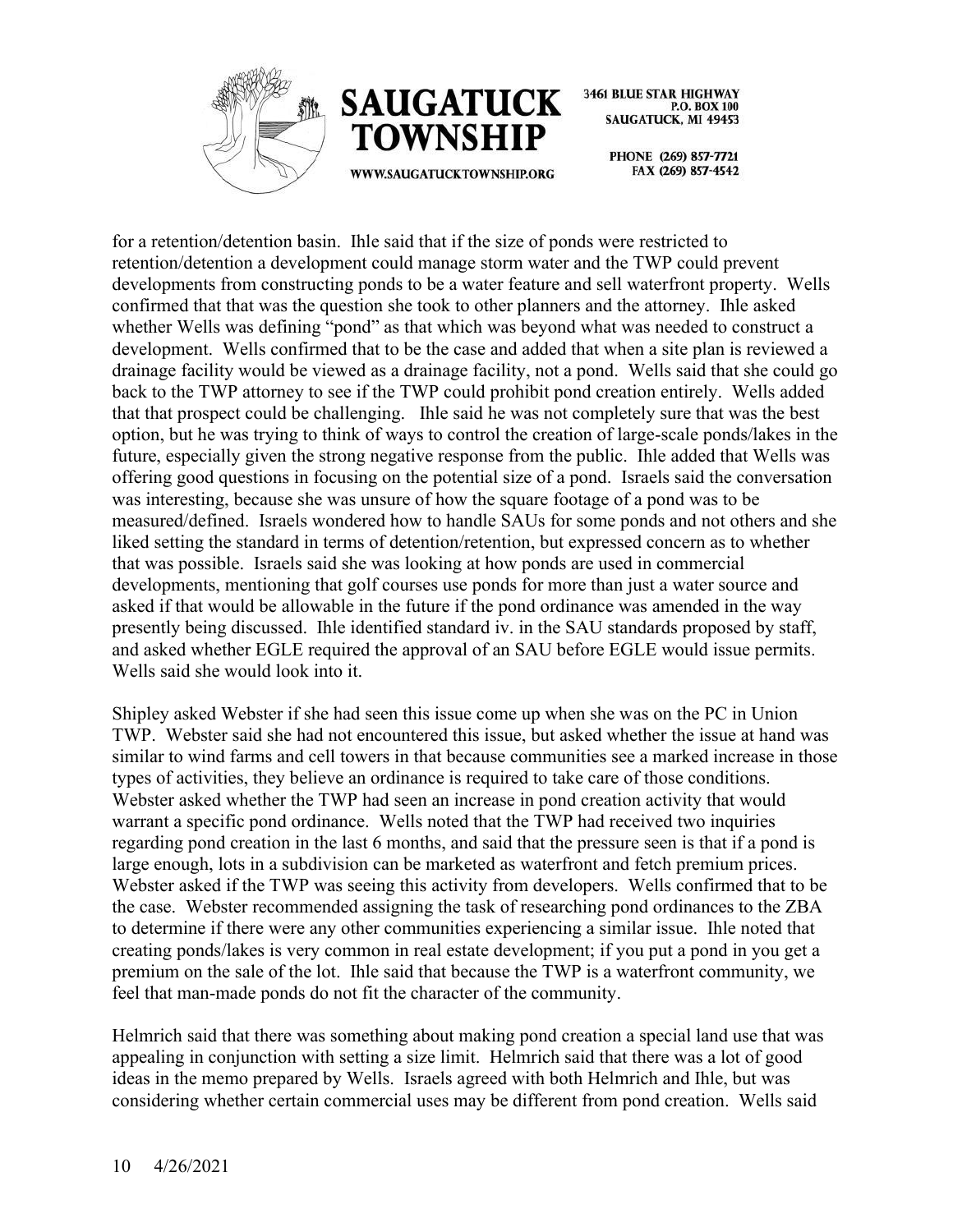for a retention/detention basin. Ihle said that if the size of ponds were restricted to retention/detention a development could manage storm water and the TWP could prevent developments from constructing ponds to be a water feature and sell waterfront property. Wells confirmed that that was the question she took to other planners and the attorney. Ihle asked whether Wells was defining "pond" as that which was beyond what was needed to construct a development. Wells confirmed that to be the case and added that when a site plan is reviewed a drainage facility would be viewed as a drainage facility, not a pond. Wells said that she could go back to the TWP attorney to see if the TWP could prohibit pond creation entirely. Wells added that that prospect could be challenging. Ihle said he was not completely sure that was the best option, but he was trying to think of ways to control the creation of large-scale ponds/lakes in the future, especially given the strong negative response from the public. Ihle added that Wells was offering good questions in focusing on the potential size of a pond. Israels said the conversation was interesting, because she was unsure of how the square footage of a pond was to be measured/defined. Israels wondered how to handle SAUs for some ponds and not others and she liked setting the standard in terms of detention/retention, but expressed concern as to whether that was possible. Israels said she was looking at how ponds are used in commercial developments, mentioning that golf courses use ponds for more than just a water source and asked if that would be allowable in the future if the pond ordinance was amended in the way presently being discussed. Ihle identified standard iv. in the SAU standards proposed by staff, and asked whether EGLE required the approval of an SAU before EGLE would issue permits. Wells said she would look into it.

Shipley asked Webster if she had seen this issue come up when she was on the PC in Union TWP. Webster said she had not encountered this issue, but asked whether the issue at hand was similar to wind farms and cell towers in that because communities see a marked increase in those types of activities, they believe an ordinance is required to take care of those conditions. Webster asked whether the TWP had seen an increase in pond creation activity that would warrant a specific pond ordinance. Wells noted that the TWP had received two inquiries regarding pond creation in the last 6 months, and said that the pressure seen is that if a pond is large enough, lots in a subdivision can be marketed as waterfront and fetch premium prices. Webster asked if the TWP was seeing this activity from developers. Wells confirmed that to be the case. Webster recommended assigning the task of researching pond ordinances to the ZBA to determine if there were any other communities experiencing a similar issue. Ihle noted that creating ponds/lakes is very common in real estate development; if you put a pond in you get a premium on the sale of the lot. Ihle said that because the TWP is a waterfront community, we feel that man-made ponds do not fit the character of the community.

Helmrich said that there was something about making pond creation a special land use that was appealing in conjunction with setting a size limit. Helmrich said that there was a lot of good ideas in the memo prepared by Wells. Israels agreed with both Helmrich and Ihle, but was considering whether certain commercial uses may be different from pond creation. Wells said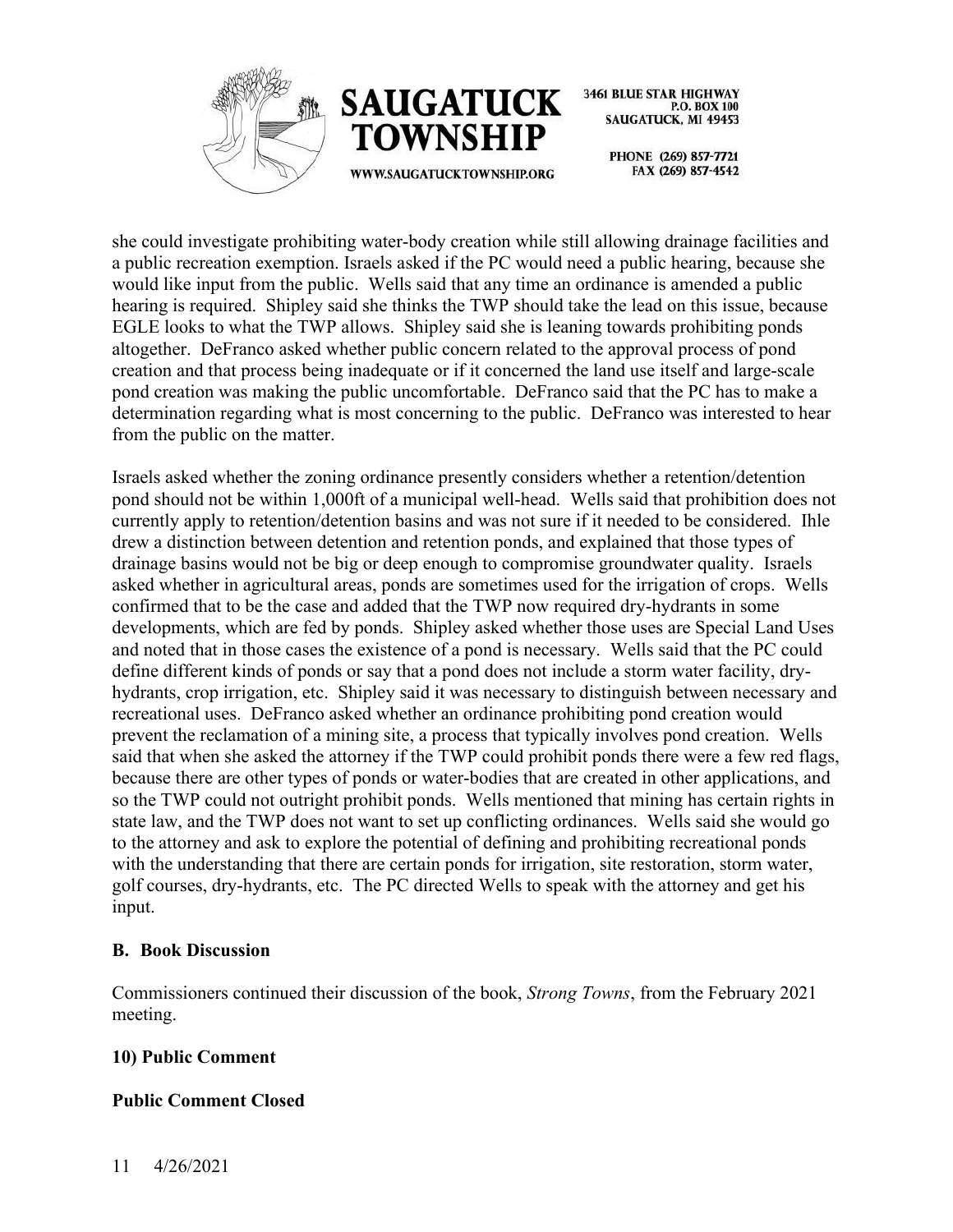she could investigate prohibiting water-body creation while still allowing drainage facilities and a public recreation exemption. Israels asked if the PC would need a public hearing, because she would like input from the public. Wells said that any time an ordinance is amended a public hearing is required. Shipley said she thinks the TWP should take the lead on this issue, because EGLE looks to what the TWP allows. Shipley said she is leaning towards prohibiting ponds altogether. DeFranco asked whether public concern related to the approval process of pond creation and that process being inadequate or if it concerned the land use itself and large-scale pond creation was making the public uncomfortable. DeFranco said that the PC has to make a determination regarding what is most concerning to the public. DeFranco was interested to hear from the public on the matter.

Israels asked whether the zoning ordinance presently considers whether a retention/detention pond should not be within 1,000ft of a municipal well-head. Wells said that prohibition does not currently apply to retention/detention basins and was not sure if it needed to be considered. Ihle drew a distinction between detention and retention ponds, and explained that those types of drainage basins would not be big or deep enough to compromise groundwater quality. Israels asked whether in agricultural areas, ponds are sometimes used for the irrigation of crops. Wells confirmed that to be the case and added that the TWP now required dry-hydrants in some developments, which are fed by ponds. Shipley asked whether those uses are Special Land Uses and noted that in those cases the existence of a pond is necessary. Wells said that the PC could define different kinds of ponds or say that a pond does not include a storm water facility, dry-hydrants, crop irrigation, etc. Shipley said it was necessary to distinguish between necessary and recreational uses. DeFranco asked whether an ordinance prohibiting pond creation would prevent the reclamation of a mining site, a process that typically involves pond creation. Wells said that when she asked the attorney if the TWP could prohibit ponds there were a few red flags, because there are other types of ponds or water-bodies that are created in other applications, and so the TWP could not outright prohibit ponds. Wells mentioned that mining has certain rights in state law, and the TWP does not want to set up conflicting ordinances. Wells said she would go to the attorney and ask to explore the potential of defining and prohibiting recreational ponds with the understanding that there are certain ponds for irrigation, site restoration, storm water, golf courses, dry-hydrants, etc. The PC directed Wells to speak with the attorney and get his input.

**B. Book Discussion**

Commissioners continued their discussion of the book, *Strong Towns*, from the February 2021 meeting.

**10) Public Comment**

**Public Comment Closed**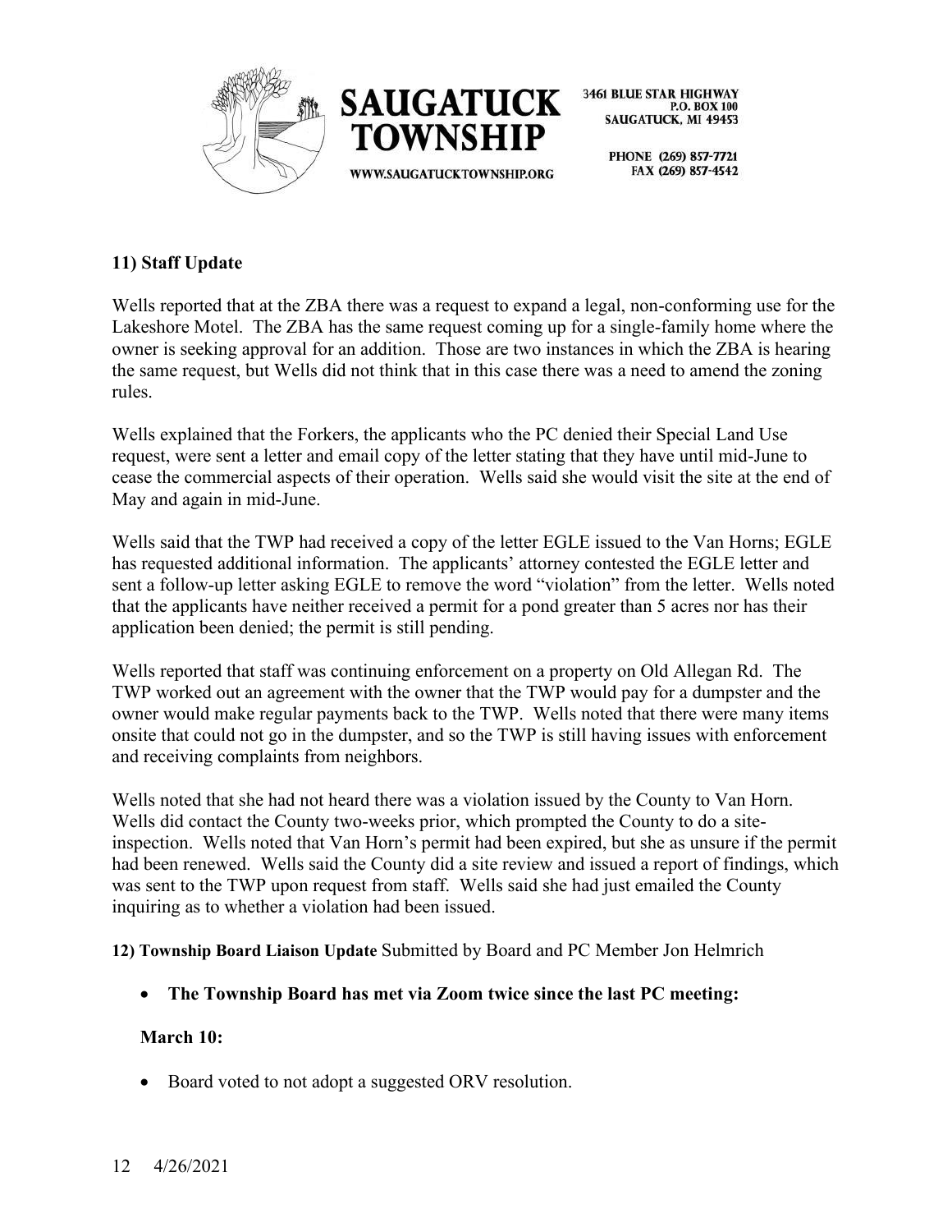### 11) Staff Update

Wells reported that at the ZBA there was a request to expand a legal, non-conforming use for the Lakeshore Motel. The ZBA has the same request coming up for a single-family home where the owner is seeking approval for an addition. Those are two instances in which the ZBA is hearing the same request, but Wells did not think that in this case there was a need to amend the zoning rules.

Wells explained that the Forkers, the applicants who the PC denied their Special Land Use request, were sent a letter and email copy of the letter stating that they have until mid-June to cease the commercial aspects of their operation. Wells said she would visit the site at the end of May and again in mid-June.

Wells said that the TWP had received a copy of the letter EGLE issued to the Van Horns; EGLE has requested additional information. The applicants' attorney contested the EGLE letter and sent a follow-up letter asking EGLE to remove the word "violation" from the letter. Wells noted that the applicants have neither received a permit for a pond greater than 5 acres nor has their application been denied; the permit is still pending.

Wells reported that staff was continuing enforcement on a property on Old Allegan Rd. The TWP worked out an agreement with the owner that the TWP would pay for a dumpster and the owner would make regular payments back to the TWP. Wells noted that there were many items onsite that could not go in the dumpster, and so the TWP is still having issues with enforcement and receiving complaints from neighbors.

Wells noted that she had not heard there was a violation issued by the County to Van Horn. Wells did contact the County two-weeks prior, which prompted the County to do a site-inspection. Wells noted that Van Horn's permit had been expired, but she as unsure if the permit had been renewed. Wells said the County did a site review and issued a report of findings, which was sent to the TWP upon request from staff. Wells said she had just emailed the County inquiring as to whether a violation had been issued.

**12) Township Board Liaison Update** Submitted by Board and PC Member Jon Helmrich

- **The Township Board has met via Zoom twice since the last PC meeting:**

**March 10:**

- Board voted to not adopt a suggested ORV resolution.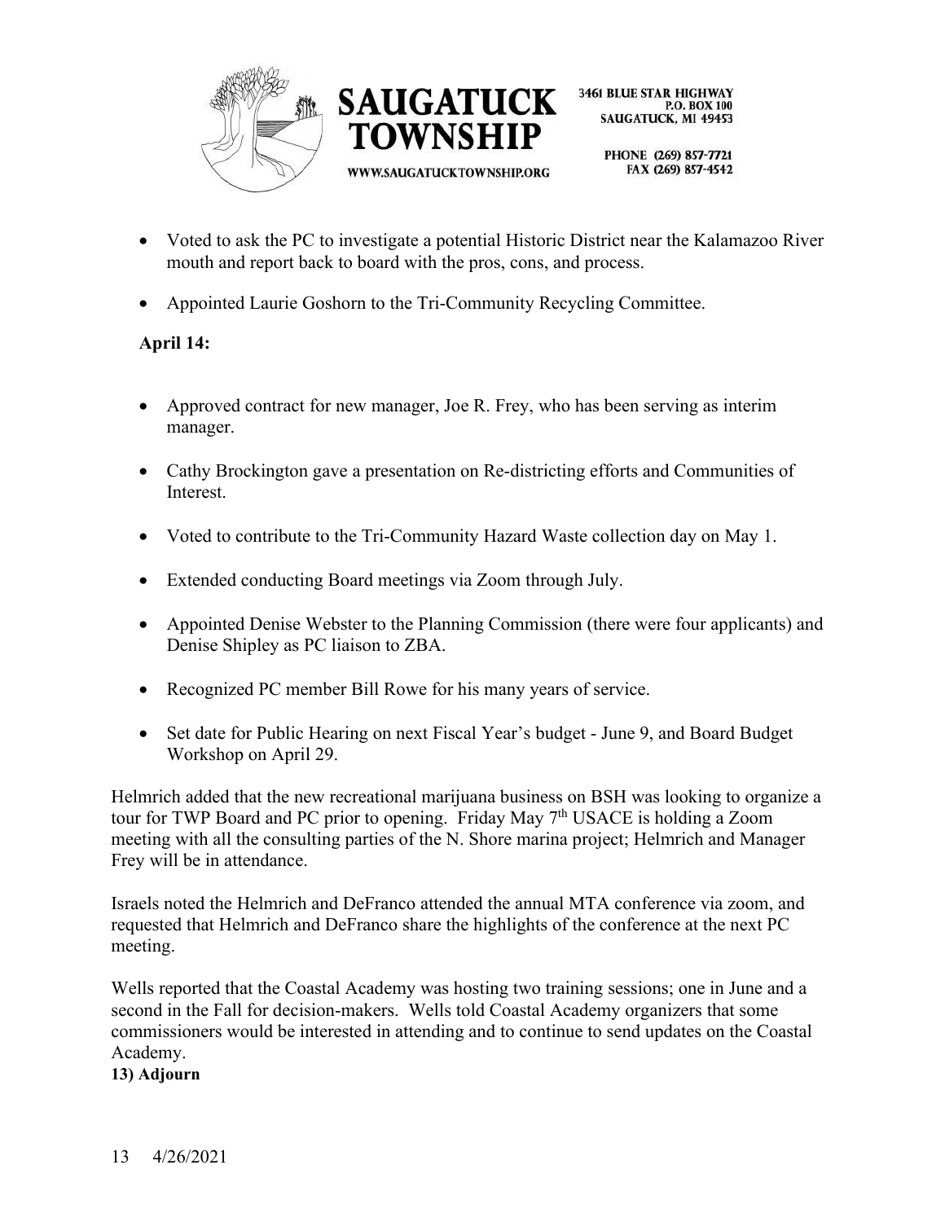- Voted to ask the PC to investigate a potential Historic District near the Kalamazoo River mouth and report back to board with the pros, cons, and process.
- Appointed Laurie Goshorn to the Tri-Community Recycling Committee.

**April 14:**

- Approved contract for new manager, Joe R. Frey, who has been serving as interim manager.
- Cathy Brockington gave a presentation on Re-districting efforts and Communities of Interest.
- Voted to contribute to the Tri-Community Hazard Waste collection day on May 1.
- Extended conducting Board meetings via Zoom through July.
- Appointed Denise Webster to the Planning Commission (there were four applicants) and Denise Shipley as PC liaison to ZBA.
- Recognized PC member Bill Rowe for his many years of service.
- Set date for Public Hearing on next Fiscal Year's budget - June 9, and Board Budget Workshop on April 29.

Helmrich added that the new recreational marijuana business on BSH was looking to organize a tour for TWP Board and PC prior to opening. Friday May 7th USACE is holding a Zoom meeting with all the consulting parties of the N. Shore marina project; Helmrich and Manager Frey will be in attendance.

Israels noted the Helmrich and DeFranco attended the annual MTA conference via zoom, and requested that Helmrich and DeFranco share the highlights of the conference at the next PC meeting.

Wells reported that the Coastal Academy was hosting two training sessions; one in June and a second in the Fall for decision-makers. Wells told Coastal Academy organizers that some commissioners would be interested in attending and to continue to send updates on the Coastal Academy.

**13) Adjourn**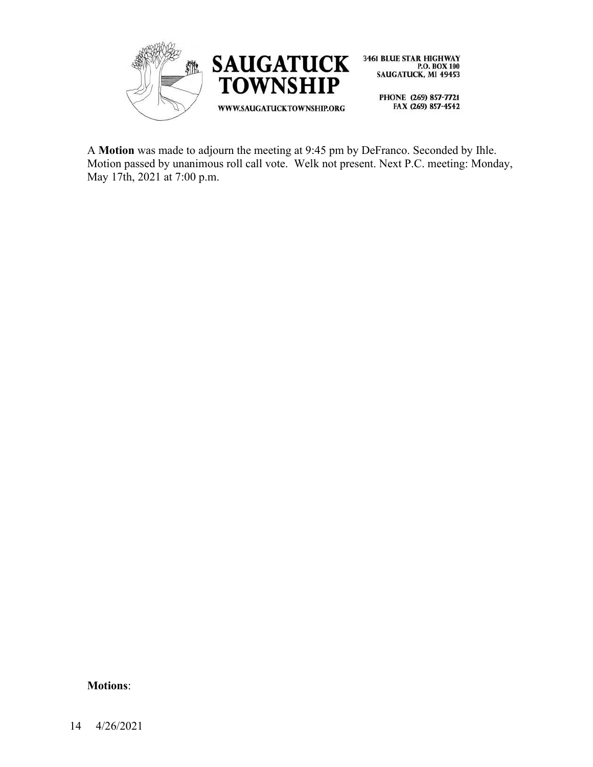A **Motion** was made to adjourn the meeting at 9:45 pm by DeFranco. Seconded by Ihle. Motion passed by unanimous roll call vote. Welk not present. Next P.C. meeting: Monday, May 17th, 2021 at 7:00 p.m.

**Motions**: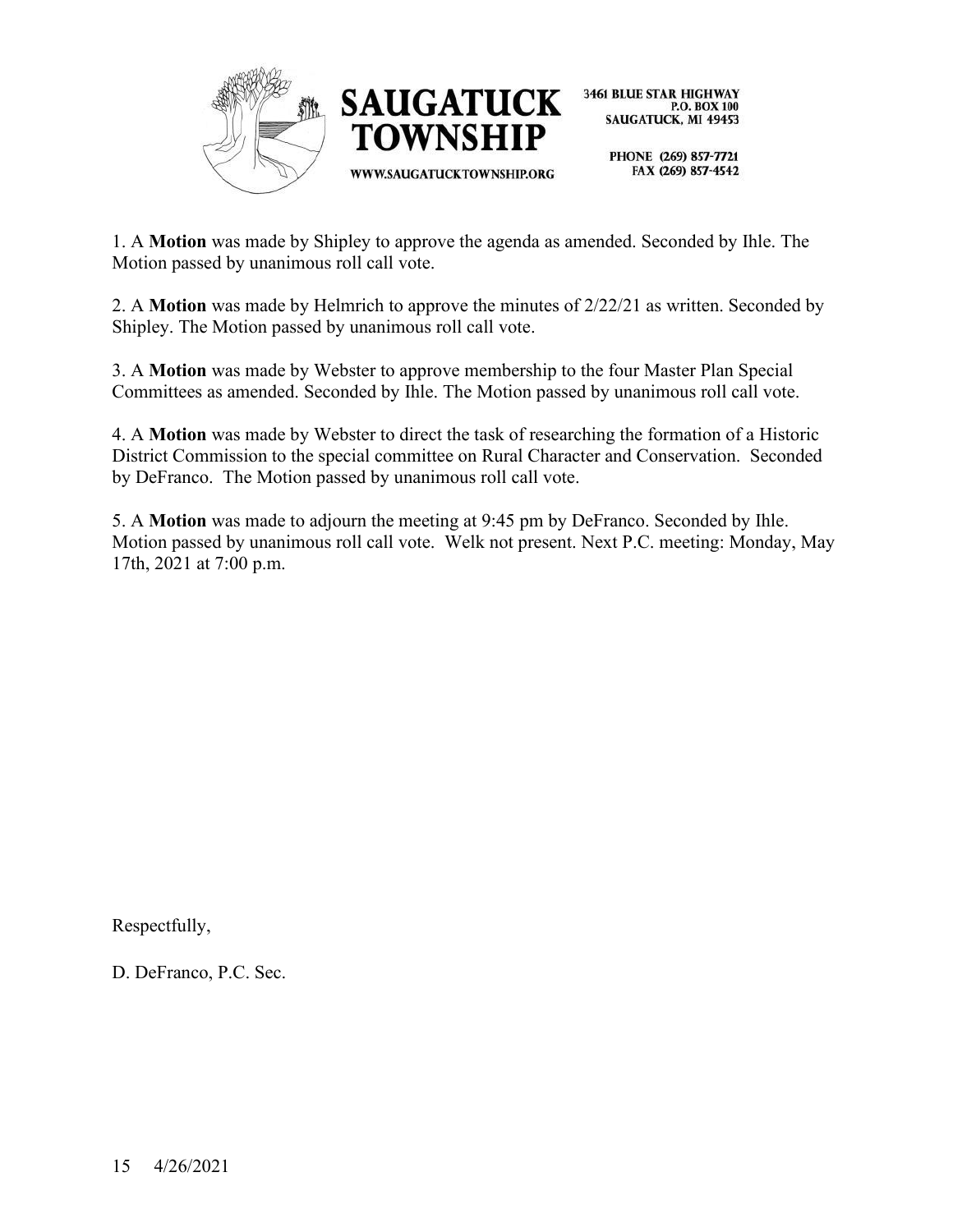1. A **Motion** was made by Shipley to approve the agenda as amended. Seconded by Ihle. The Motion passed by unanimous roll call vote.

2. A **Motion** was made by Helmrich to approve the minutes of 2/22/21 as written. Seconded by Shipley. The Motion passed by unanimous roll call vote.

3. A **Motion** was made by Webster to approve membership to the four Master Plan Special Committees as amended. Seconded by Ihle. The Motion passed by unanimous roll call vote.

4. A **Motion** was made by Webster to direct the task of researching the formation of a Historic District Commission to the special committee on Rural Character and Conservation. Seconded by DeFranco. The Motion passed by unanimous roll call vote.

5. A **Motion** was made to adjourn the meeting at 9:45 pm by DeFranco. Seconded by Ihle. Motion passed by unanimous roll call vote. Welk not present. Next P.C. meeting: Monday, May 17th, 2021 at 7:00 p.m.

Respectfully,

D. DeFranco, P.C. Sec.